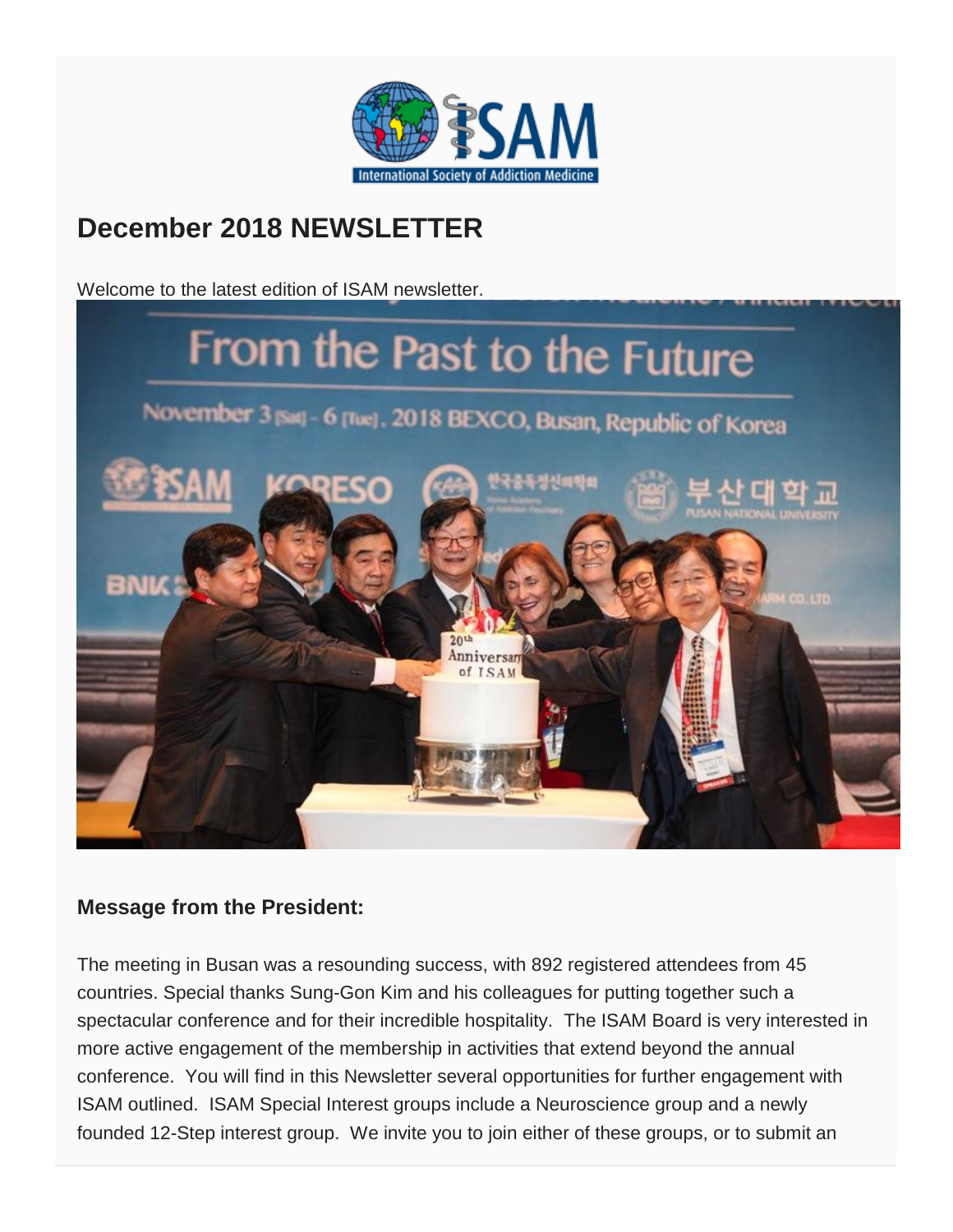# December 2018 NEWSLETTER

Welcome to the latest edition of ISAM newsletter.

### Message from the President:

The meeting in Busan was a resounding success, with 892 registered attendees from 45 countries. Special thanks Sung-Gon Kim and his colleagues for putting together such a spectacular conference and for their incredible hospitality. The ISAM Board is very interested in more active engagement of the membership in activities that extend beyond the annual conference. You will find in this Newsletter several opportunities for further engagement with ISAM outlined. ISAM Special Interest groups include a Neuroscience group and a newly founded 12-Step interest group. We invite you to join either of these groups, or to submit an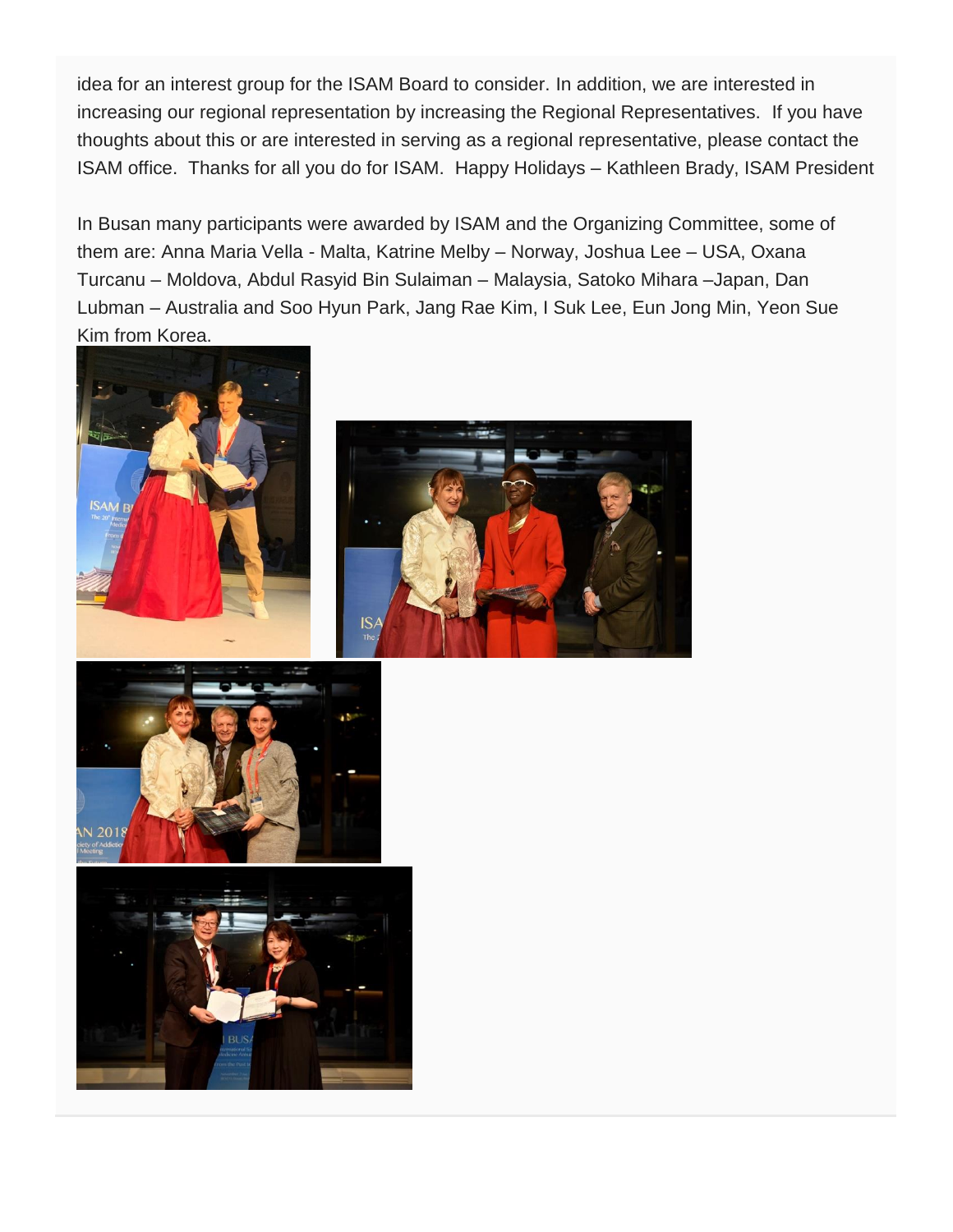idea for an interest group for the ISAM Board to consider. In addition, we are interested in increasing our regional representation by increasing the Regional Representatives. If you have thoughts about this or are interested in serving as a regional representative, please contact the ISAM office. Thanks for all you do for ISAM. Happy Holidays – Kathleen Brady, ISAM President

In Busan many participants were awarded by ISAM and the Organizing Committee, some of them are: Anna Maria Vella - Malta, Katrine Melby – Norway, Joshua Lee – USA, Oxana Turcanu – Moldova, Abdul Rasyid Bin Sulaiman – Malaysia, Satoko Mihara –Japan, Dan Lubman – Australia and Soo Hyun Park, Jang Rae Kim, I Suk Lee, Eun Jong Min, Yeon Sue Kim from Korea.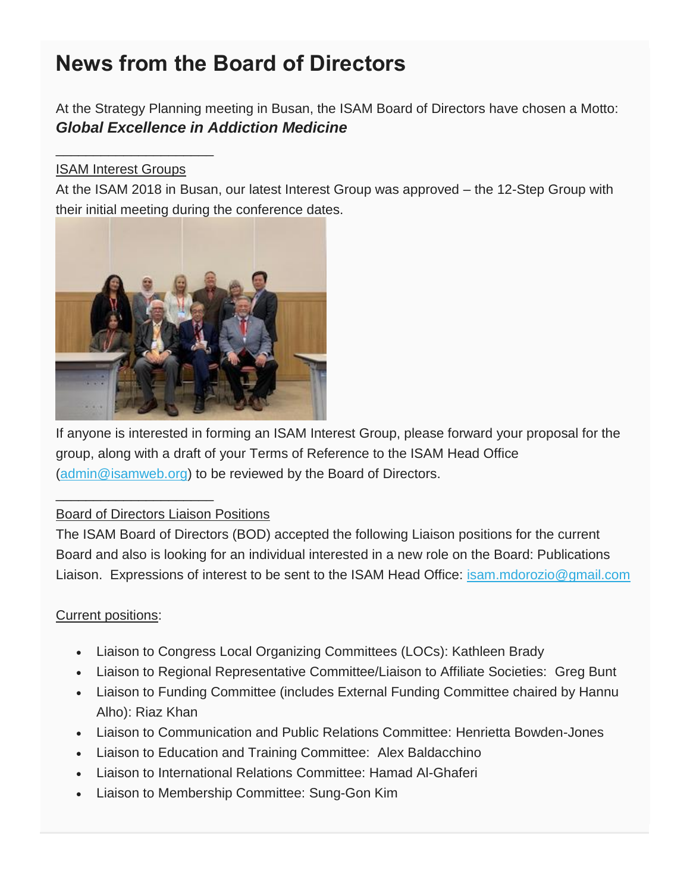# News from the Board of Directors

At the Strategy Planning meeting in Busan, the ISAM Board of Directors have chosen a Motto: ***Global Excellence in Addiction Medicine***

---

ISAM Interest Groups

At the ISAM 2018 in Busan, our latest Interest Group was approved – the 12-Step Group with their initial meeting during the conference dates.

If anyone is interested in forming an ISAM Interest Group, please forward your proposal for the group, along with a draft of your Terms of Reference to the ISAM Head Office (admin@isamweb.org) to be reviewed by the Board of Directors.

---

Board of Directors Liaison Positions

The ISAM Board of Directors (BOD) accepted the following Liaison positions for the current Board and also is looking for an individual interested in a new role on the Board: Publications Liaison. Expressions of interest to be sent to the ISAM Head Office: isam.mdorozio@gmail.com

Current positions:

- Liaison to Congress Local Organizing Committees (LOCs): Kathleen Brady
- Liaison to Regional Representative Committee/Liaison to Affiliate Societies: Greg Bunt
- Liaison to Funding Committee (includes External Funding Committee chaired by Hannu Alho): Riaz Khan
- Liaison to Communication and Public Relations Committee: Henrietta Bowden-Jones
- Liaison to Education and Training Committee: Alex Baldacchino
- Liaison to International Relations Committee: Hamad Al-Ghaferi
- Liaison to Membership Committee: Sung-Gon Kim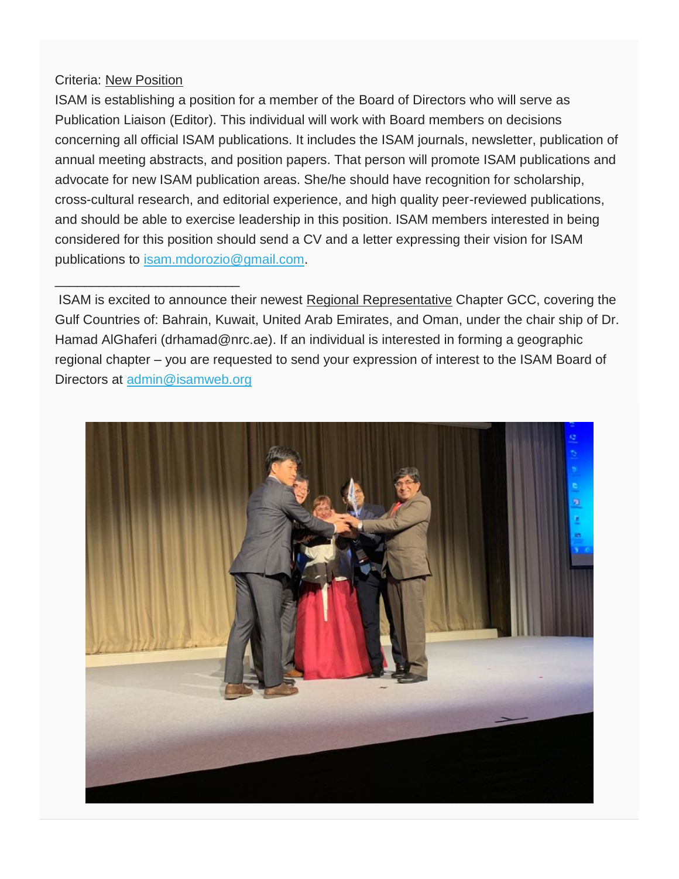Criteria: New Position

ISAM is establishing a position for a member of the Board of Directors who will serve as Publication Liaison (Editor). This individual will work with Board members on decisions concerning all official ISAM publications. It includes the ISAM journals, newsletter, publication of annual meeting abstracts, and position papers. That person will promote ISAM publications and advocate for new ISAM publication areas. She/he should have recognition for scholarship, cross-cultural research, and editorial experience, and high quality peer-reviewed publications, and should be able to exercise leadership in this position. ISAM members interested in being considered for this position should send a CV and a letter expressing their vision for ISAM publications to isam.mdorozio@gmail.com.

---

ISAM is excited to announce their newest Regional Representative Chapter GCC, covering the Gulf Countries of: Bahrain, Kuwait, United Arab Emirates, and Oman, under the chair ship of Dr. Hamad AlGhaferi (drhamad@nrc.ae). If an individual is interested in forming a geographic regional chapter – you are requested to send your expression of interest to the ISAM Board of Directors at admin@isamweb.org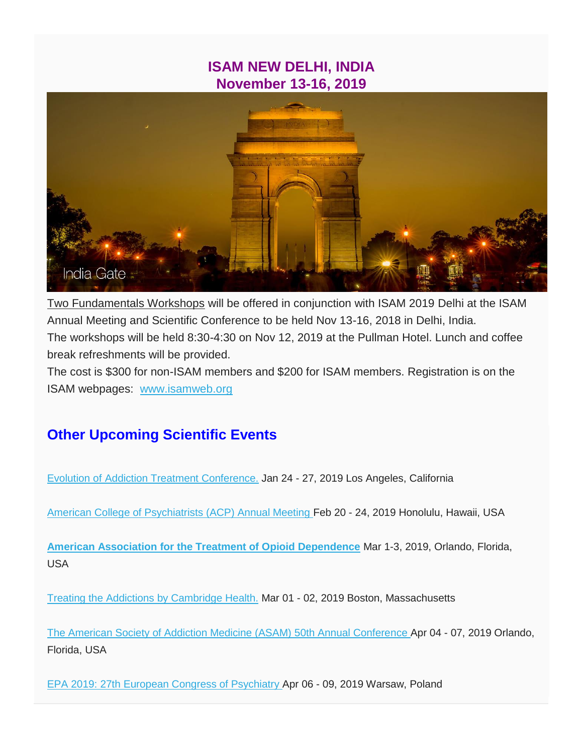## ISAM NEW DELHI, INDIA
## November 13-16, 2019

India Gate

Two Fundamentals Workshops will be offered in conjunction with ISAM 2019 Delhi at the ISAM Annual Meeting and Scientific Conference to be held Nov 13-16, 2018 in Delhi, India.
The workshops will be held 8:30-4:30 on Nov 12, 2019 at the Pullman Hotel. Lunch and coffee break refreshments will be provided.
The cost is $300 for non-ISAM members and $200 for ISAM members. Registration is on the ISAM webpages: [www.isamweb.org](www.isamweb.org)

## Other Upcoming Scientific Events

Evolution of Addiction Treatment Conference. Jan 24 - 27, 2019 Los Angeles, California

American College of Psychiatrists (ACP) Annual Meeting Feb 20 - 24, 2019 Honolulu, Hawaii, USA

**American Association for the Treatment of Opioid Dependence** Mar 1-3, 2019, Orlando, Florida, USA

Treating the Addictions by Cambridge Health. Mar 01 - 02, 2019 Boston, Massachusetts

The American Society of Addiction Medicine (ASAM) 50th Annual Conference Apr 04 - 07, 2019 Orlando, Florida, USA

EPA 2019: 27th European Congress of Psychiatry Apr 06 - 09, 2019 Warsaw, Poland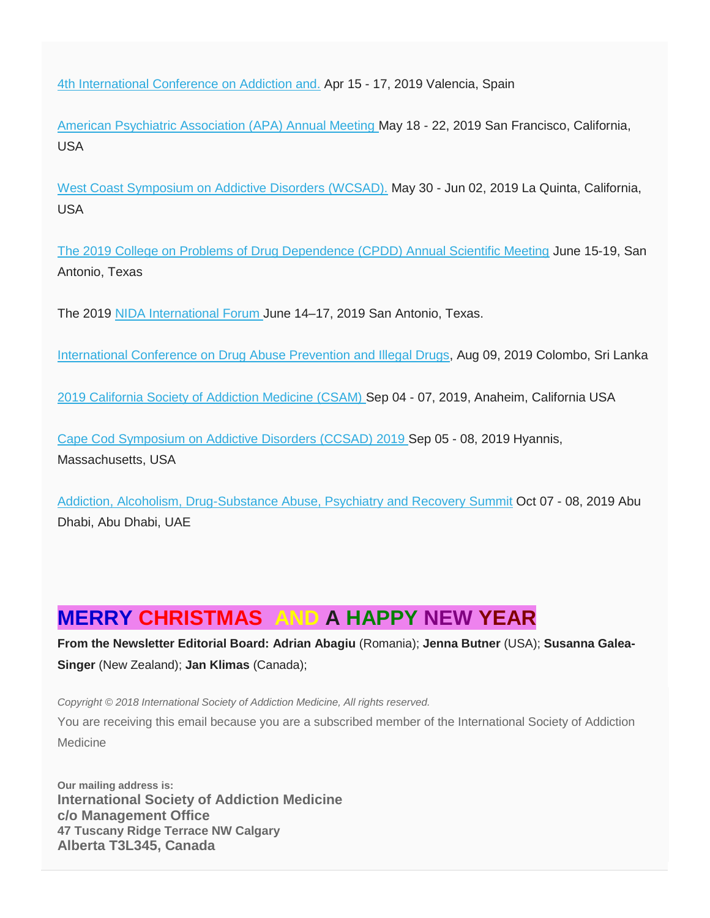4th International Conference on Addiction and. Apr 15 - 17, 2019 Valencia, Spain

American Psychiatric Association (APA) Annual Meeting May 18 - 22, 2019 San Francisco, California, USA

West Coast Symposium on Addictive Disorders (WCSAD). May 30 - Jun 02, 2019 La Quinta, California, USA

The 2019 College on Problems of Drug Dependence (CPDD) Annual Scientific Meeting June 15-19, San Antonio, Texas

The 2019 NIDA International Forum June 14–17, 2019 San Antonio, Texas.

International Conference on Drug Abuse Prevention and Illegal Drugs, Aug 09, 2019 Colombo, Sri Lanka

2019 California Society of Addiction Medicine (CSAM) Sep 04 - 07, 2019, Anaheim, California USA

Cape Cod Symposium on Addictive Disorders (CCSAD) 2019 Sep 05 - 08, 2019 Hyannis, Massachusetts, USA

Addiction, Alcoholism, Drug-Substance Abuse, Psychiatry and Recovery Summit Oct 07 - 08, 2019 Abu Dhabi, Abu Dhabi, UAE

## MERRY CHRISTMAS AND A HAPPY NEW YEAR

**From the Newsletter Editorial Board: Adrian Abagiu** (Romania); **Jenna Butner** (USA); **Susanna Galea-Singer** (New Zealand); **Jan Klimas** (Canada);

*Copyright © 2018 International Society of Addiction Medicine, All rights reserved.*

You are receiving this email because you are a subscribed member of the International Society of Addiction Medicine

**Our mailing address is:**
**International Society of Addiction Medicine**
**c/o Management Office**
**47 Tuscany Ridge Terrace NW Calgary**
**Alberta T3L345, Canada**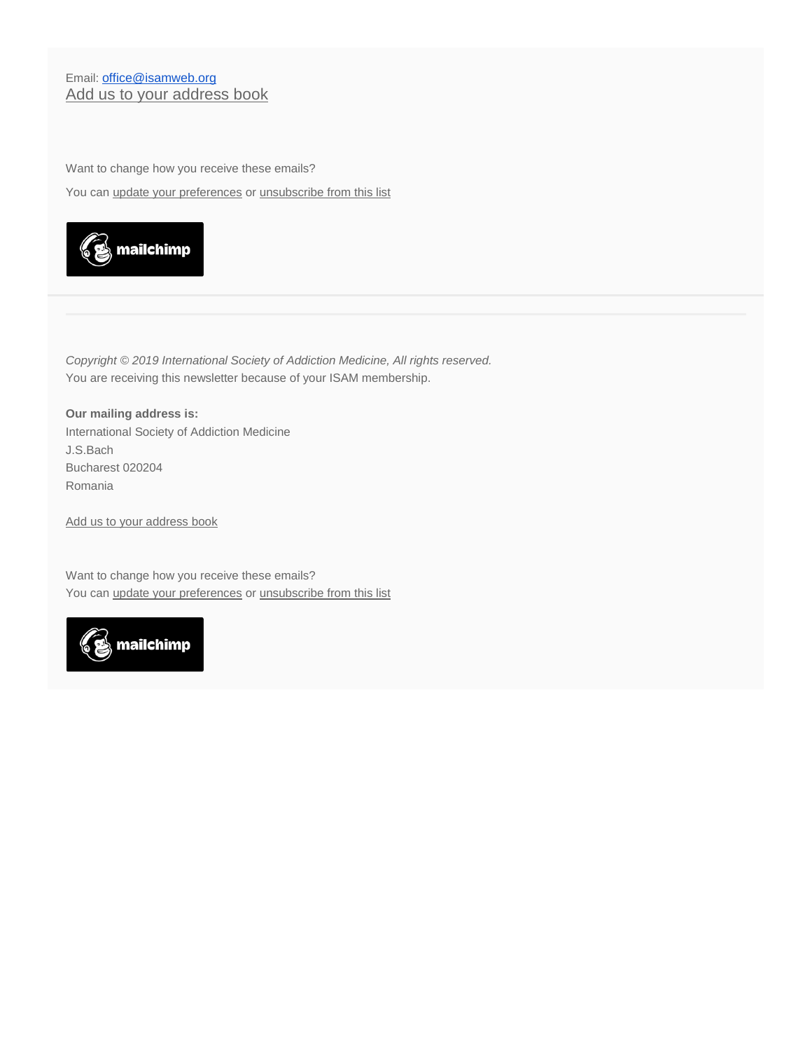Email: office@isamweb.org

Add us to your address book

Want to change how you receive these emails?

You can update your preferences or unsubscribe from this list

mailchimp

*Copyright © 2019 International Society of Addiction Medicine, All rights reserved.*

You are receiving this newsletter because of your ISAM membership.

**Our mailing address is:**

International Society of Addiction Medicine

J.S.Bach

Bucharest 020204

Romania

Add us to your address book

Want to change how you receive these emails?

You can update your preferences or unsubscribe from this list

mailchimp